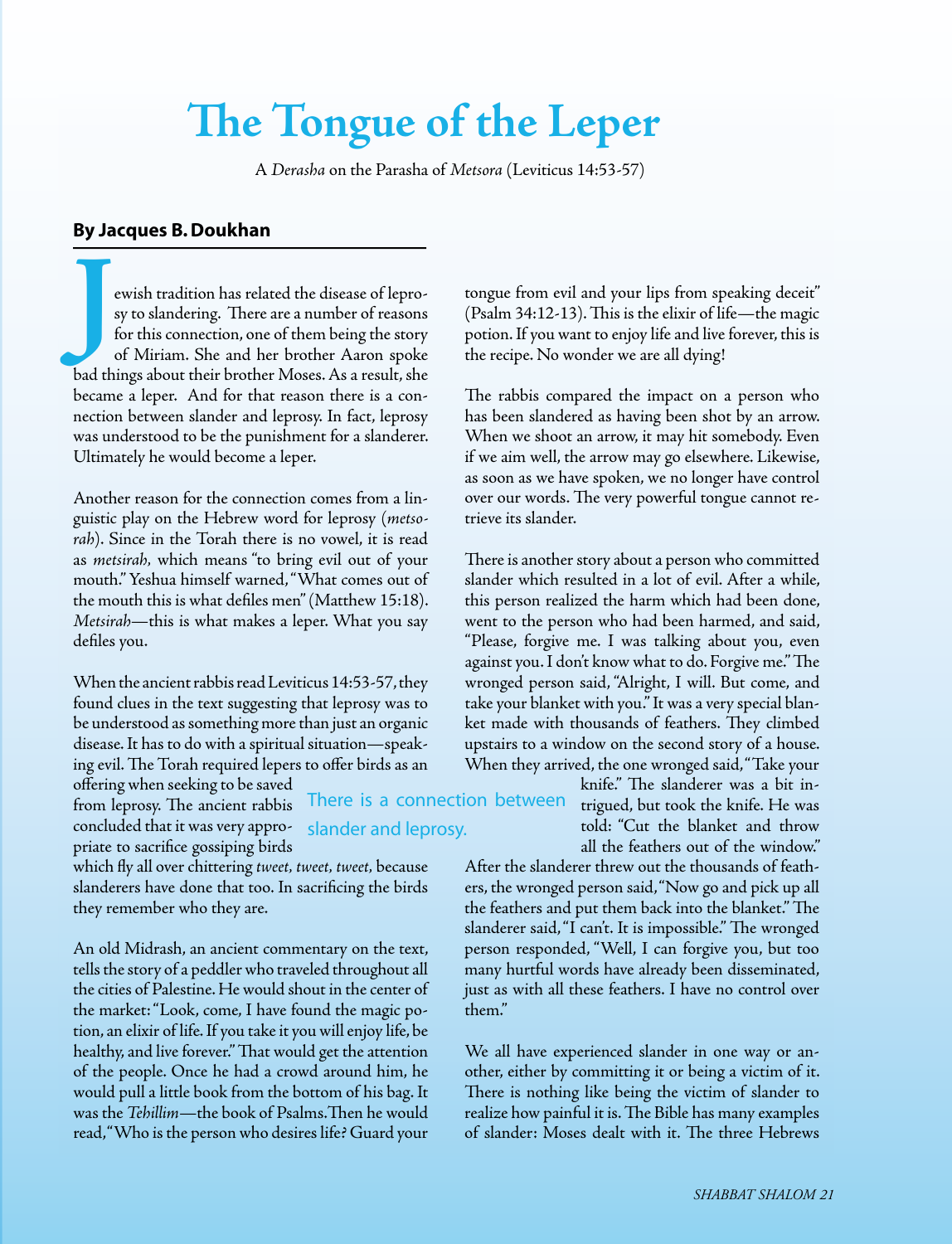# The Tongue of the Leper

A *Derasha* on the Parasha of *Metsora* (Leviticus 14:53-57)

**By Jacques B. Doukhan**

Jewish tradition has related the disease of leprosy to slandering. There are a number of reasons for this connection, one of them being the story of Miriam. She and her brother Aaron spoke bad things about their brother Moses. As a result, she became a leper. And for that reason there is a connection between slander and leprosy. In fact, leprosy was understood to be the punishment for a slanderer. Ultimately he would become a leper.

Another reason for the connection comes from a linguistic play on the Hebrew word for leprosy (*metsorah*). Since in the Torah there is no vowel, it is read as *metsirah*, which means "to bring evil out of your mouth." Yeshua himself warned, "What comes out of the mouth this is what defiles men" (Matthew 15:18). *Metsirah*—this is what makes a leper. What you say defiles you.

When the ancient rabbis read Leviticus 14:53-57, they found clues in the text suggesting that leprosy was to be understood as something more than just an organic disease. It has to do with a spiritual situation—speaking evil. The Torah required lepers to offer birds as an offering when seeking to be saved from leprosy. The ancient rabbis concluded that it was very appropriate to sacrifice gossiping birds which fly all over chittering *tweet, tweet, tweet*, because slanderers have done that too. In sacrificing the birds they remember who they are.

There is a connection between slander and leprosy.

An old Midrash, an ancient commentary on the text, tells the story of a peddler who traveled throughout all the cities of Palestine. He would shout in the center of the market: "Look, come, I have found the magic potion, an elixir of life. If you take it you will enjoy life, be healthy, and live forever." That would get the attention of the people. Once he had a crowd around him, he would pull a little book from the bottom of his bag. It was the *Tehillim*—the book of Psalms. Then he would read, "Who is the person who desires life? Guard your tongue from evil and your lips from speaking deceit" (Psalm 34:12-13). This is the elixir of life—the magic potion. If you want to enjoy life and live forever, this is the recipe. No wonder we are all dying!

The rabbis compared the impact on a person who has been slandered as having been shot by an arrow. When we shoot an arrow, it may hit somebody. Even if we aim well, the arrow may go elsewhere. Likewise, as soon as we have spoken, we no longer have control over our words. The very powerful tongue cannot retrieve its slander.

There is another story about a person who committed slander which resulted in a lot of evil. After a while, this person realized the harm which had been done, went to the person who had been harmed, and said, "Please, forgive me. I was talking about you, even against you. I don't know what to do. Forgive me." The wronged person said, "Alright, I will. But come, and take your blanket with you." It was a very special blanket made with thousands of feathers. They climbed upstairs to a window on the second story of a house. When they arrived, the one wronged said, "Take your knife." The slanderer was a bit intrigued, but took the knife. He was told: "Cut the blanket and throw all the feathers out of the window." After the slanderer threw out the thousands of feathers, the wronged person said, "Now go and pick up all the feathers and put them back into the blanket." The slanderer said, "I can't. It is impossible." The wronged person responded, "Well, I can forgive you, but too many hurtful words have already been disseminated, just as with all these feathers. I have no control over them."

We all have experienced slander in one way or another, either by committing it or being a victim of it. There is nothing like being the victim of slander to realize how painful it is. The Bible has many examples of slander: Moses dealt with it. The three Hebrews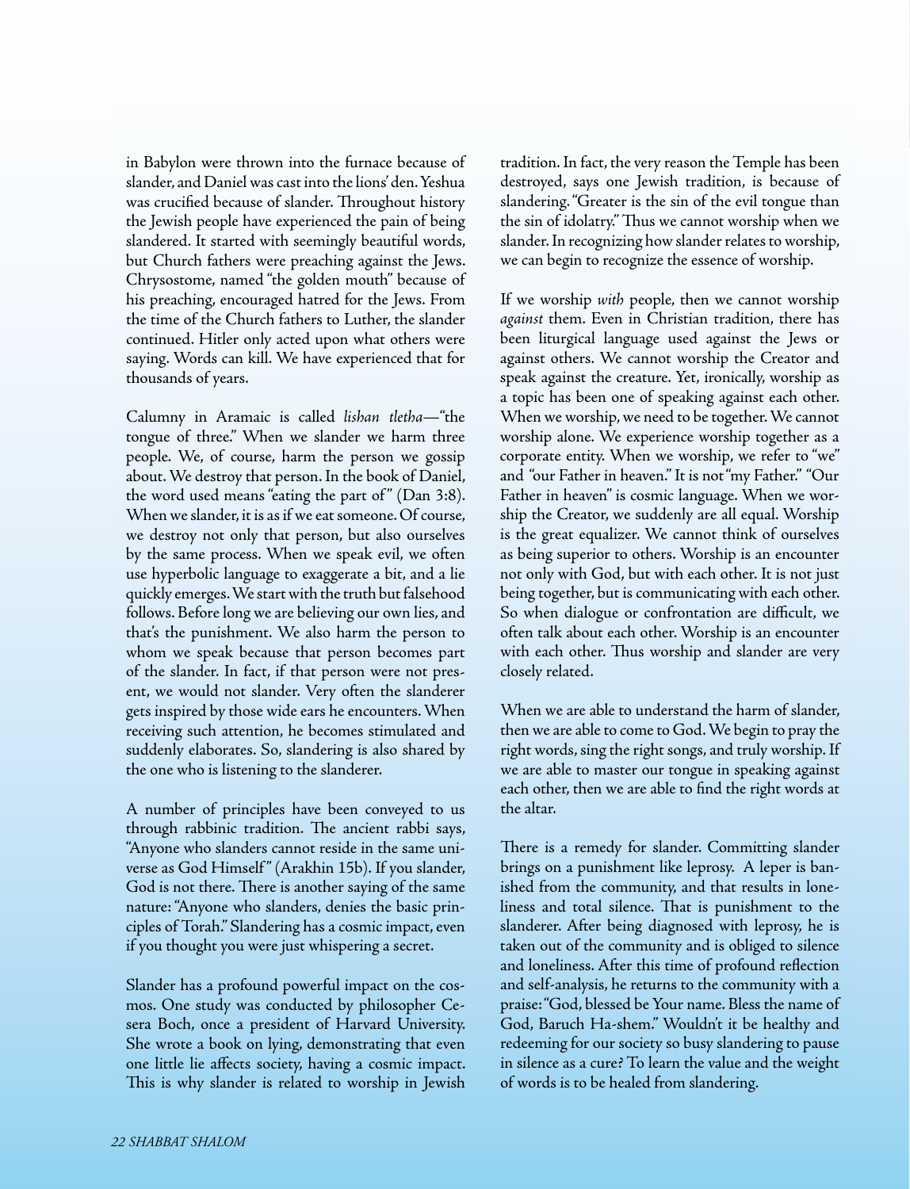in Babylon were thrown into the furnace because of slander, and Daniel was cast into the lions' den. Yeshua was crucified because of slander. Throughout history the Jewish people have experienced the pain of being slandered. It started with seemingly beautiful words, but Church fathers were preaching against the Jews. Chrysostome, named "the golden mouth" because of his preaching, encouraged hatred for the Jews. From the time of the Church fathers to Luther, the slander continued. Hitler only acted upon what others were saying. Words can kill. We have experienced that for thousands of years.

Calumny in Aramaic is called *lishan tletha*—"the tongue of three." When we slander we harm three people. We, of course, harm the person we gossip about. We destroy that person. In the book of Daniel, the word used means "eating the part of" (Dan 3:8). When we slander, it is as if we eat someone. Of course, we destroy not only that person, but also ourselves by the same process. When we speak evil, we often use hyperbolic language to exaggerate a bit, and a lie quickly emerges. We start with the truth but falsehood follows. Before long we are believing our own lies, and that's the punishment. We also harm the person to whom we speak because that person becomes part of the slander. In fact, if that person were not present, we would not slander. Very often the slanderer gets inspired by those wide ears he encounters. When receiving such attention, he becomes stimulated and suddenly elaborates. So, slandering is also shared by the one who is listening to the slanderer.

A number of principles have been conveyed to us through rabbinic tradition. The ancient rabbi says, "Anyone who slanders cannot reside in the same universe as God Himself" (Arakhin 15b). If you slander, God is not there. There is another saying of the same nature: "Anyone who slanders, denies the basic principles of Torah." Slandering has a cosmic impact, even if you thought you were just whispering a secret.

Slander has a profound powerful impact on the cosmos. One study was conducted by philosopher Cesera Boch, once a president of Harvard University. She wrote a book on lying, demonstrating that even one little lie affects society, having a cosmic impact. This is why slander is related to worship in Jewish tradition. In fact, the very reason the Temple has been destroyed, says one Jewish tradition, is because of slandering. "Greater is the sin of the evil tongue than the sin of idolatry." Thus we cannot worship when we slander. In recognizing how slander relates to worship, we can begin to recognize the essence of worship.

If we worship *with* people, then we cannot worship *against* them. Even in Christian tradition, there has been liturgical language used against the Jews or against others. We cannot worship the Creator and speak against the creature. Yet, ironically, worship as a topic has been one of speaking against each other. When we worship, we need to be together. We cannot worship alone. We experience worship together as a corporate entity. When we worship, we refer to "we" and "our Father in heaven." It is not "my Father." "Our Father in heaven" is cosmic language. When we worship the Creator, we suddenly are all equal. Worship is the great equalizer. We cannot think of ourselves as being superior to others. Worship is an encounter not only with God, but with each other. It is not just being together, but is communicating with each other. So when dialogue or confrontation are difficult, we often talk about each other. Worship is an encounter with each other. Thus worship and slander are very closely related.

When we are able to understand the harm of slander, then we are able to come to God. We begin to pray the right words, sing the right songs, and truly worship. If we are able to master our tongue in speaking against each other, then we are able to find the right words at the altar.

There is a remedy for slander. Committing slander brings on a punishment like leprosy. A leper is banished from the community, and that results in loneliness and total silence. That is punishment to the slanderer. After being diagnosed with leprosy, he is taken out of the community and is obliged to silence and loneliness. After this time of profound reflection and self-analysis, he returns to the community with a praise: "God, blessed be Your name. Bless the name of God, Baruch Ha-shem." Wouldn't it be healthy and redeeming for our society so busy slandering to pause in silence as a cure? To learn the value and the weight of words is to be healed from slandering.